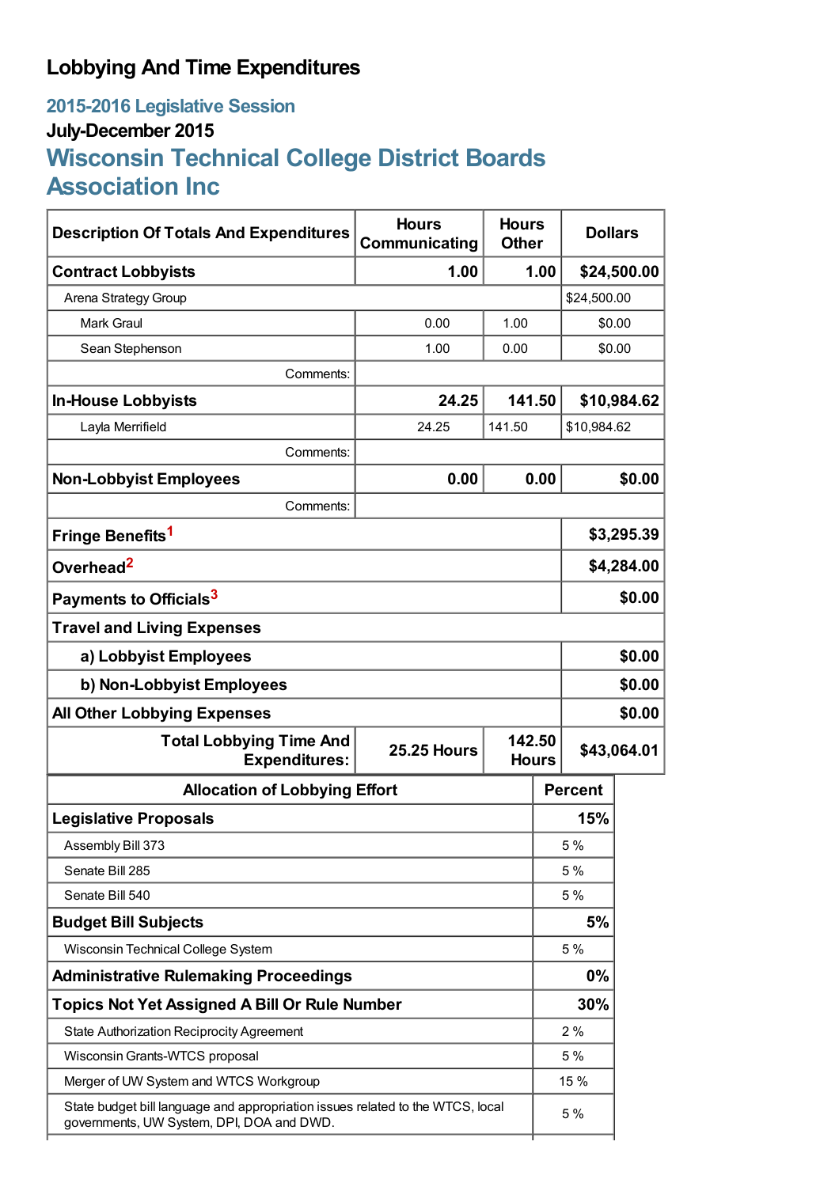# Lobbying And Time Expenditures

## 2015-2016 Legislative Session

### July-December 2015

## Wisconsin Technical College District Boards Association Inc

| Description Of Totals And Expenditures | Hours Communicating | Hours Other | Dollars |
|---|---|---|---|
| **Contract Lobbyists** | **1.00** | **1.00** | **$24,500.00** |
| Arena Strategy Group | | | $24,500.00 |
| Mark Graul | 0.00 | 1.00 | $0.00 |
| Sean Stephenson | 1.00 | 0.00 | $0.00 |
| Comments: | | | |
| **In-House Lobbyists** | **24.25** | **141.50** | **$10,984.62** |
| Layla Merrifield | 24.25 | 141.50 | $10,984.62 |
| Comments: | | | |
| **Non-Lobbyist Employees** | **0.00** | **0.00** | **$0.00** |
| Comments: | | | |
| **Fringe Benefits**[1] | | | **$3,295.39** |
| **Overhead**[2] | | | **$4,284.00** |
| **Payments to Officials**[3] | | | **$0.00** |
| **Travel and Living Expenses** | | | |
| **a) Lobbyist Employees** | | | **$0.00** |
| **b) Non-Lobbyist Employees** | | | **$0.00** |
| **All Other Lobbying Expenses** | | | **$0.00** |
| **Total Lobbying Time And Expenditures:** | **25.25 Hours** | **142.50 Hours** | **$43,064.01** |

| Allocation of Lobbying Effort | Percent |
|---|---|
| **Legislative Proposals** | **15%** |
| Assembly Bill 373 | 5 % |
| Senate Bill 285 | 5 % |
| Senate Bill 540 | 5 % |
| **Budget Bill Subjects** | **5%** |
| Wisconsin Technical College System | 5 % |
| **Administrative Rulemaking Proceedings** | **0%** |
| **Topics Not Yet Assigned A Bill Or Rule Number** | **30%** |
| State Authorization Reciprocity Agreement | 2 % |
| Wisconsin Grants-WTCS proposal | 5 % |
| Merger of UW System and WTCS Workgroup | 15 % |
| State budget bill language and appropriation issues related to the WTCS, local governments, UW System, DPI, DOA and DWD. | 5 % |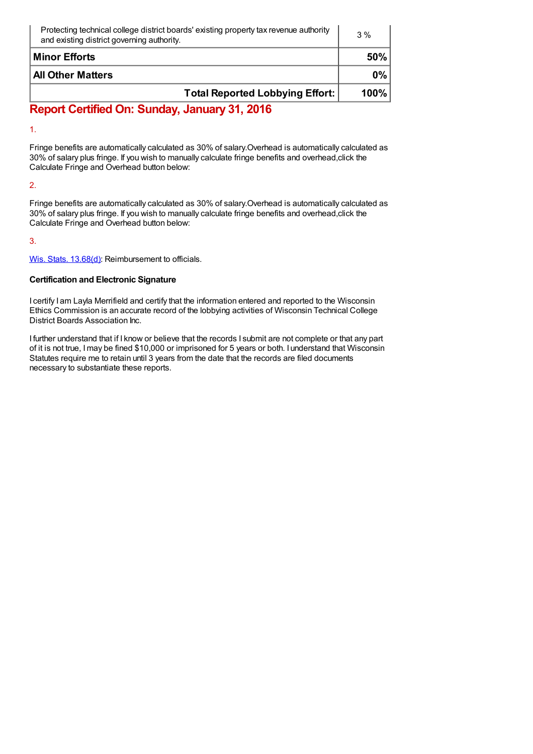| | |
|---|---|
| Protecting technical college district boards' existing property tax revenue authority and existing district governing authority. | 3 % |
| **Minor Efforts** | **50%** |
| **All Other Matters** | **0%** |
| **Total Reported Lobbying Effort:** | **100%** |

## Report Certified On: Sunday, January 31, 2016

1.

Fringe benefits are automatically calculated as 30% of salary.Overhead is automatically calculated as 30% of salary plus fringe. If you wish to manually calculate fringe benefits and overhead,click the Calculate Fringe and Overhead button below:

2.

Fringe benefits are automatically calculated as 30% of salary.Overhead is automatically calculated as 30% of salary plus fringe. If you wish to manually calculate fringe benefits and overhead,click the Calculate Fringe and Overhead button below:

3.

Wis. Stats. 13.68(d): Reimbursement to officials.

**Certification and Electronic Signature**

I certify I am Layla Merrifield and certify that the information entered and reported to the Wisconsin Ethics Commission is an accurate record of the lobbying activities of Wisconsin Technical College District Boards Association Inc.

I further understand that if I know or believe that the records I submit are not complete or that any part of it is not true, I may be fined $10,000 or imprisoned for 5 years or both. I understand that Wisconsin Statutes require me to retain until 3 years from the date that the records are filed documents necessary to substantiate these reports.